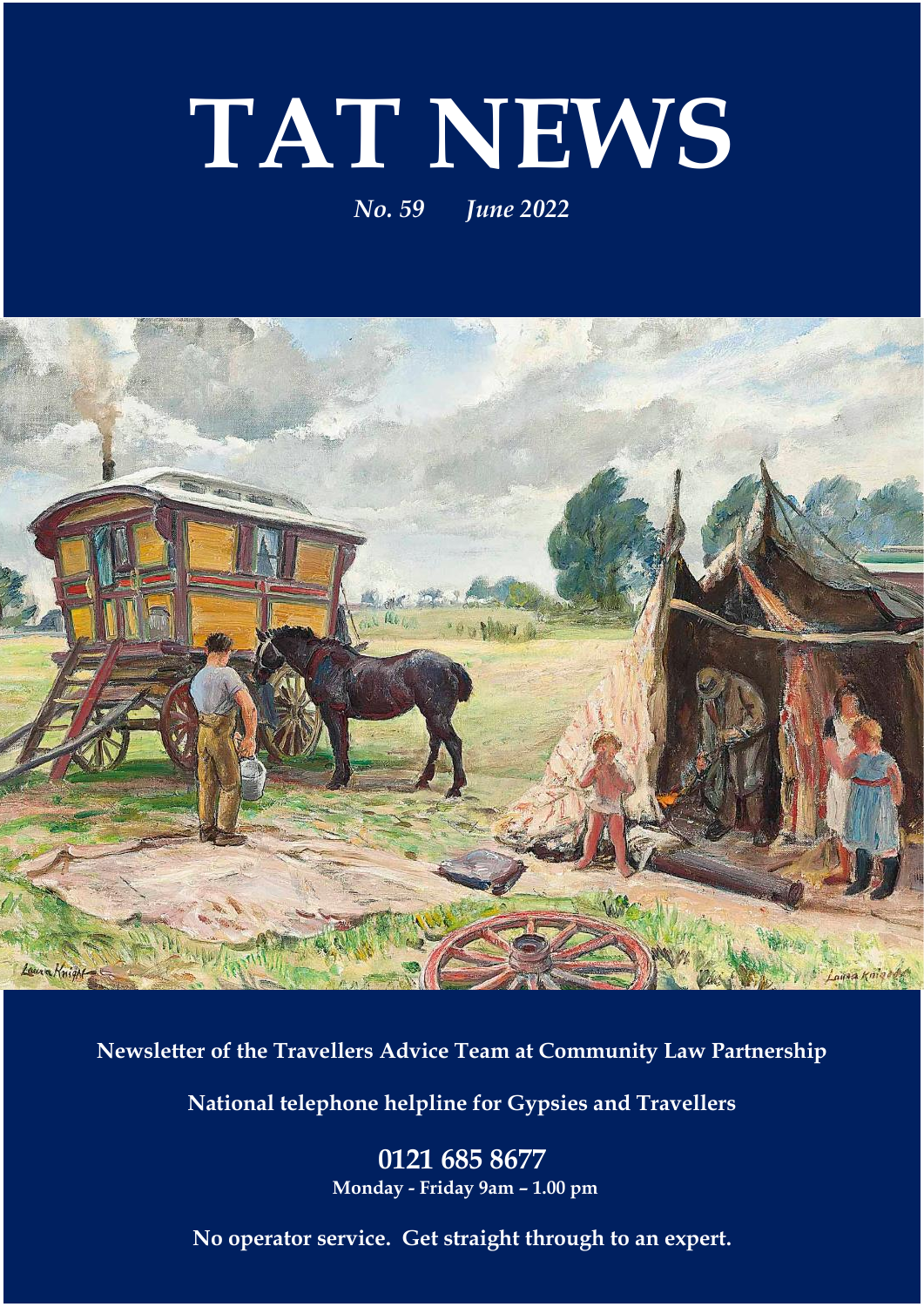# TAT NEWS

*No. 59 June 2022*

**Newsletter of the Travellers Advice Team at Community Law Partnership**

**National telephone helpline for Gypsies and Travellers**

**0121 685 8677**

**Monday - Friday 9am – 1.00 pm**

**No operator service. Get straight through to an expert.**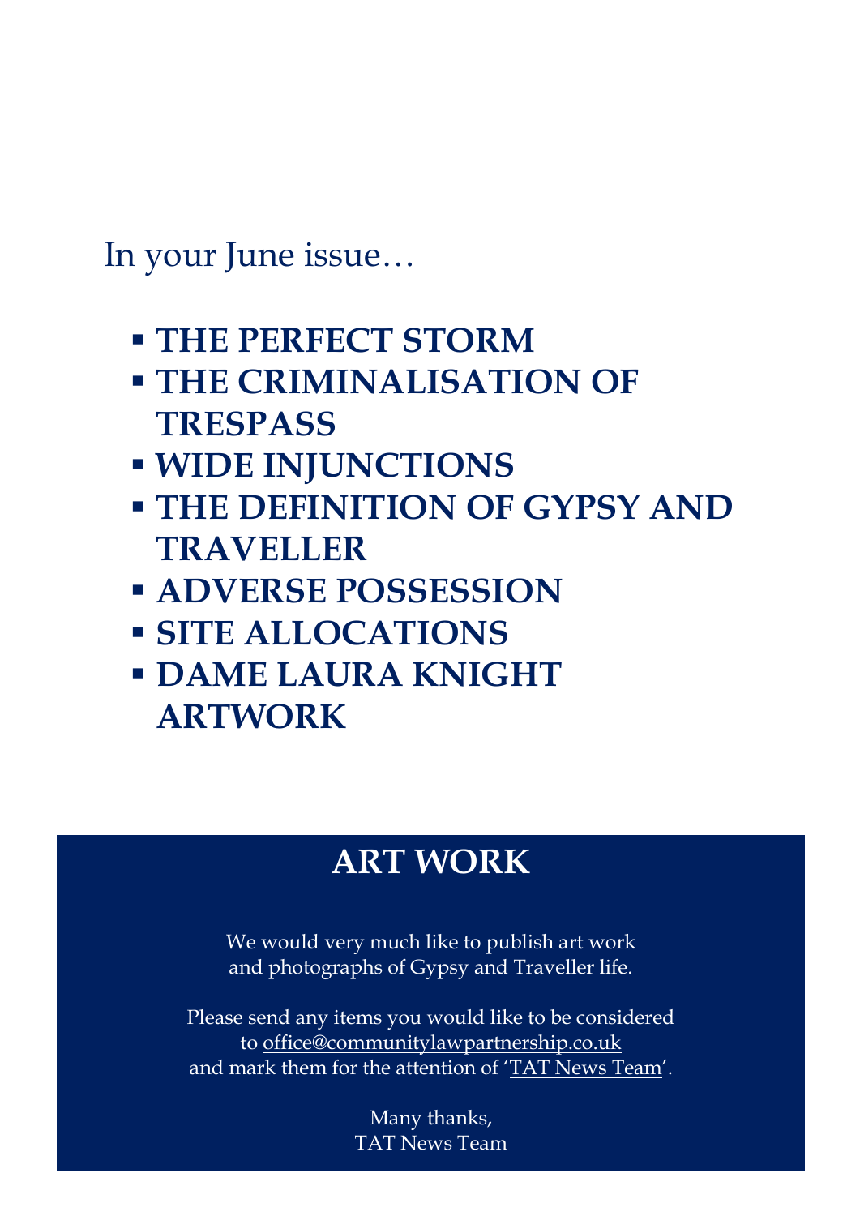In your June issue…

- **THE PERFECT STORM**
- **THE CRIMINALISATION OF TRESPASS**
- **WIDE INJUNCTIONS**
- **THE DEFINITION OF GYPSY AND TRAVELLER**
- **ADVERSE POSSESSION**
- **SITE ALLOCATIONS**
- **DAME LAURA KNIGHT ARTWORK**

## ART WORK

We would very much like to publish art work and photographs of Gypsy and Traveller life.

Please send any items you would like to be considered to office@communitylawpartnership.co.uk and mark them for the attention of 'TAT News Team'.

Many thanks,
TAT News Team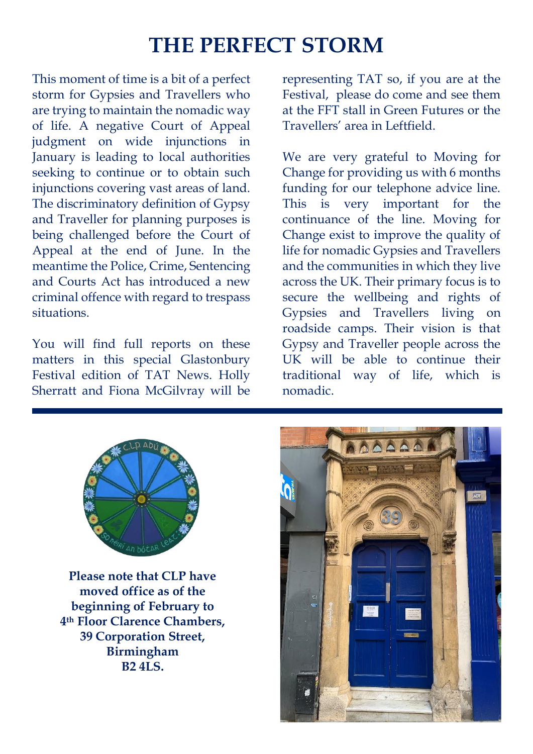# THE PERFECT STORM

This moment of time is a bit of a perfect storm for Gypsies and Travellers who are trying to maintain the nomadic way of life. A negative Court of Appeal judgment on wide injunctions in January is leading to local authorities seeking to continue or to obtain such injunctions covering vast areas of land. The discriminatory definition of Gypsy and Traveller for planning purposes is being challenged before the Court of Appeal at the end of June. In the meantime the Police, Crime, Sentencing and Courts Act has introduced a new criminal offence with regard to trespass situations.

You will find full reports on these matters in this special Glastonbury Festival edition of TAT News. Holly Sherratt and Fiona McGilvray will be representing TAT so, if you are at the Festival, please do come and see them at the FFT stall in Green Futures or the Travellers' area in Leftfield.

We are very grateful to Moving for Change for providing us with 6 months funding for our telephone advice line. This is very important for the continuance of the line. Moving for Change exist to improve the quality of life for nomadic Gypsies and Travellers and the communities in which they live across the UK. Their primary focus is to secure the wellbeing and rights of Gypsies and Travellers living on roadside camps. Their vision is that Gypsy and Traveller people across the UK will be able to continue their traditional way of life, which is nomadic.

---

**Please note that CLP have moved office as of the beginning of February to 4th Floor Clarence Chambers, 39 Corporation Street, Birmingham B2 4LS.**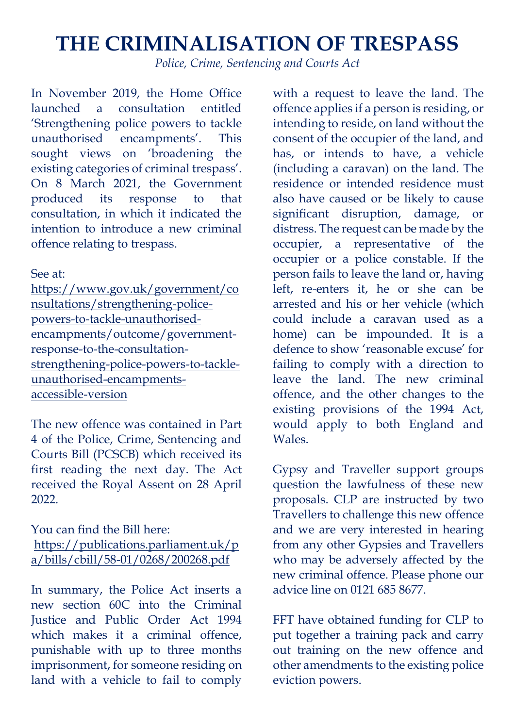# THE CRIMINALISATION OF TRESPASS

*Police, Crime, Sentencing and Courts Act*

In November 2019, the Home Office launched a consultation entitled 'Strengthening police powers to tackle unauthorised encampments'. This sought views on 'broadening the existing categories of criminal trespass'. On 8 March 2021, the Government produced its response to that consultation, in which it indicated the intention to introduce a new criminal offence relating to trespass.

See at:
https://www.gov.uk/government/consultations/strengthening-police-powers-to-tackle-unauthorised-encampments/outcome/government-response-to-the-consultation-strengthening-police-powers-to-tackle-unauthorised-encampments-accessible-version

The new offence was contained in Part 4 of the Police, Crime, Sentencing and Courts Bill (PCSCB) which received its first reading the next day. The Act received the Royal Assent on 28 April 2022.

You can find the Bill here:
https://publications.parliament.uk/pa/bills/cbill/58-01/0268/200268.pdf

In summary, the Police Act inserts a new section 60C into the Criminal Justice and Public Order Act 1994 which makes it a criminal offence, punishable with up to three months imprisonment, for someone residing on land with a vehicle to fail to comply with a request to leave the land. The offence applies if a person is residing, or intending to reside, on land without the consent of the occupier of the land, and has, or intends to have, a vehicle (including a caravan) on the land. The residence or intended residence must also have caused or be likely to cause significant disruption, damage, or distress. The request can be made by the occupier, a representative of the occupier or a police constable. If the person fails to leave the land or, having left, re-enters it, he or she can be arrested and his or her vehicle (which could include a caravan used as a home) can be impounded. It is a defence to show 'reasonable excuse' for failing to comply with a direction to leave the land. The new criminal offence, and the other changes to the existing provisions of the 1994 Act, would apply to both England and Wales.

Gypsy and Traveller support groups question the lawfulness of these new proposals. CLP are instructed by two Travellers to challenge this new offence and we are very interested in hearing from any other Gypsies and Travellers who may be adversely affected by the new criminal offence. Please phone our advice line on 0121 685 8677.

FFT have obtained funding for CLP to put together a training pack and carry out training on the new offence and other amendments to the existing police eviction powers.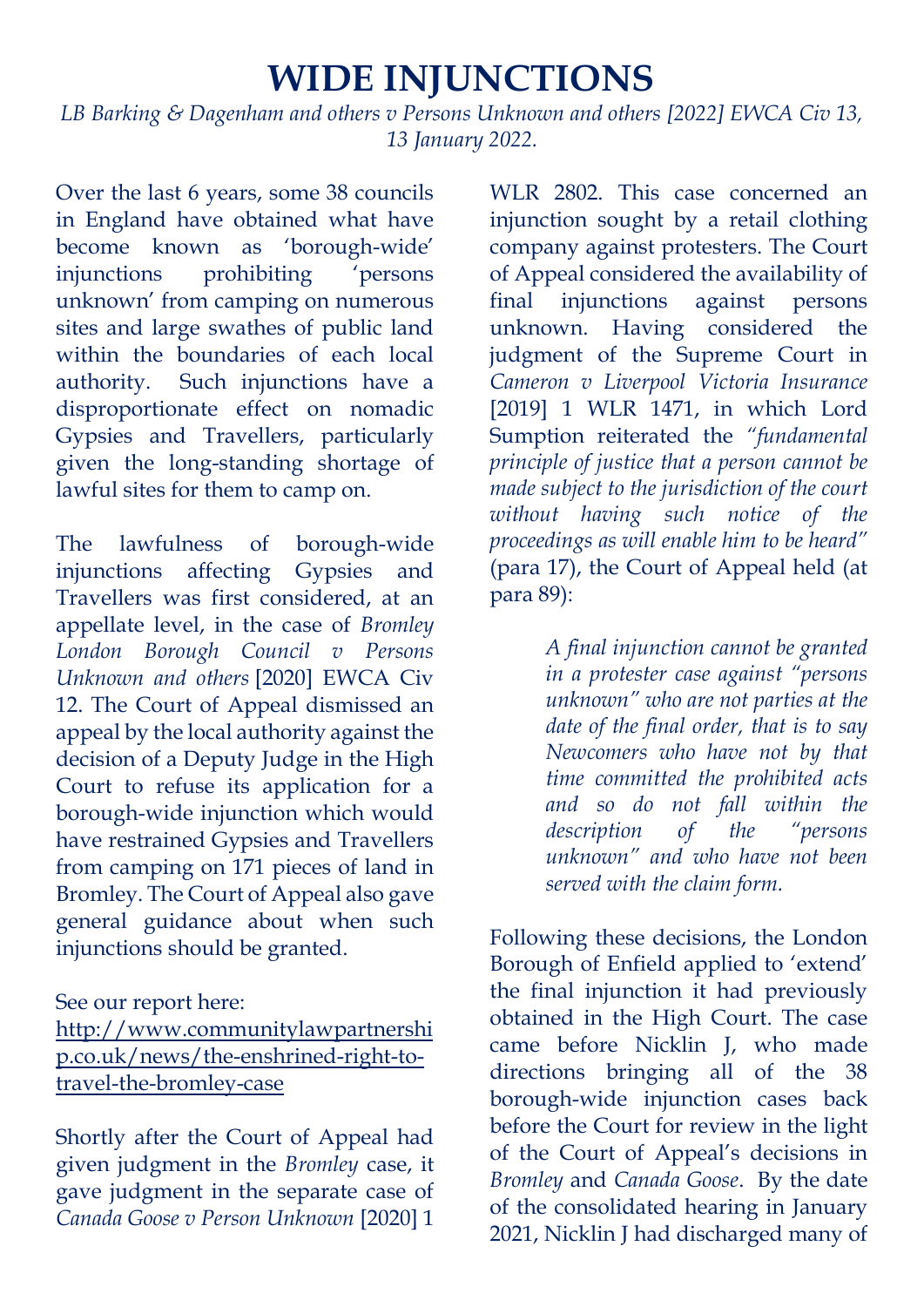# WIDE INJUNCTIONS

*LB Barking & Dagenham and others v Persons Unknown and others [2022] EWCA Civ 13, 13 January 2022.*

Over the last 6 years, some 38 councils in England have obtained what have become known as 'borough-wide' injunctions prohibiting 'persons unknown' from camping on numerous sites and large swathes of public land within the boundaries of each local authority. Such injunctions have a disproportionate effect on nomadic Gypsies and Travellers, particularly given the long-standing shortage of lawful sites for them to camp on.

The lawfulness of borough-wide injunctions affecting Gypsies and Travellers was first considered, at an appellate level, in the case of *Bromley London Borough Council v Persons Unknown and others* [2020] EWCA Civ 12. The Court of Appeal dismissed an appeal by the local authority against the decision of a Deputy Judge in the High Court to refuse its application for a borough-wide injunction which would have restrained Gypsies and Travellers from camping on 171 pieces of land in Bromley. The Court of Appeal also gave general guidance about when such injunctions should be granted.

See our report here: [http://www.communitylawpartnership.co.uk/news/the-enshrined-right-to-travel-the-bromley-case](http://www.communitylawpartnership.co.uk/news/the-enshrined-right-to-travel-the-bromley-case)

Shortly after the Court of Appeal had given judgment in the *Bromley* case, it gave judgment in the separate case of *Canada Goose v Person Unknown* [2020] 1 WLR 2802. This case concerned an injunction sought by a retail clothing company against protesters. The Court of Appeal considered the availability of final injunctions against persons unknown. Having considered the judgment of the Supreme Court in *Cameron v Liverpool Victoria Insurance* [2019] 1 WLR 1471, in which Lord Sumption reiterated the *"fundamental principle of justice that a person cannot be made subject to the jurisdiction of the court without having such notice of the proceedings as will enable him to be heard"* (para 17), the Court of Appeal held (at para 89):

> *A final injunction cannot be granted in a protester case against "persons unknown" who are not parties at the date of the final order, that is to say Newcomers who have not by that time committed the prohibited acts and so do not fall within the description of the "persons unknown" and who have not been served with the claim form.*

Following these decisions, the London Borough of Enfield applied to 'extend' the final injunction it had previously obtained in the High Court. The case came before Nicklin J, who made directions bringing all of the 38 borough-wide injunction cases back before the Court for review in the light of the Court of Appeal's decisions in *Bromley* and *Canada Goose*. By the date of the consolidated hearing in January 2021, Nicklin J had discharged many of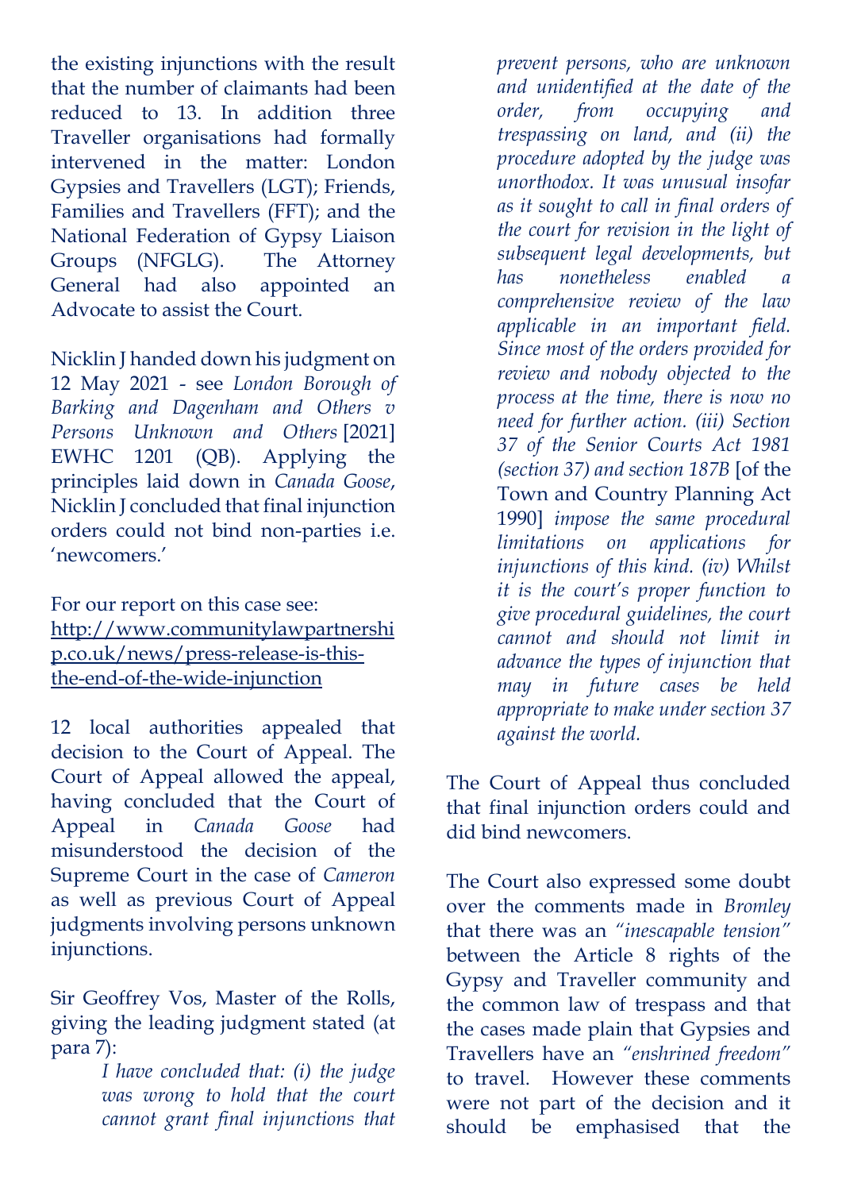the existing injunctions with the result that the number of claimants had been reduced to 13. In addition three Traveller organisations had formally intervened in the matter: London Gypsies and Travellers (LGT); Friends, Families and Travellers (FFT); and the National Federation of Gypsy Liaison Groups (NFGLG). The Attorney General had also appointed an Advocate to assist the Court.

Nicklin J handed down his judgment on 12 May 2021 - see *London Borough of Barking and Dagenham and Others v Persons Unknown and Others* [2021] EWHC 1201 (QB). Applying the principles laid down in *Canada Goose*, Nicklin J concluded that final injunction orders could not bind non-parties i.e. 'newcomers.'

For our report on this case see: http://www.communitylawpartnership.co.uk/news/press-release-is-this-the-end-of-the-wide-injunction

12 local authorities appealed that decision to the Court of Appeal. The Court of Appeal allowed the appeal, having concluded that the Court of Appeal in *Canada Goose* had misunderstood the decision of the Supreme Court in the case of *Cameron* as well as previous Court of Appeal judgments involving persons unknown injunctions.

Sir Geoffrey Vos, Master of the Rolls, giving the leading judgment stated (at para 7):

> *I have concluded that: (i) the judge was wrong to hold that the court cannot grant final injunctions that prevent persons, who are unknown and unidentified at the date of the order, from occupying and trespassing on land, and (ii) the procedure adopted by the judge was unorthodox. It was unusual insofar as it sought to call in final orders of the court for revision in the light of subsequent legal developments, but has nonetheless enabled a comprehensive review of the law applicable in an important field. Since most of the orders provided for review and nobody objected to the process at the time, there is now no need for further action. (iii) Section 37 of the Senior Courts Act 1981 (section 37) and section 187B* [of the Town and Country Planning Act 1990] *impose the same procedural limitations on applications for injunctions of this kind. (iv) Whilst it is the court's proper function to give procedural guidelines, the court cannot and should not limit in advance the types of injunction that may in future cases be held appropriate to make under section 37 against the world.*

The Court of Appeal thus concluded that final injunction orders could and did bind newcomers.

The Court also expressed some doubt over the comments made in *Bromley* that there was an *"inescapable tension"* between the Article 8 rights of the Gypsy and Traveller community and the common law of trespass and that the cases made plain that Gypsies and Travellers have an *"enshrined freedom"* to travel. However these comments were not part of the decision and it should be emphasised that the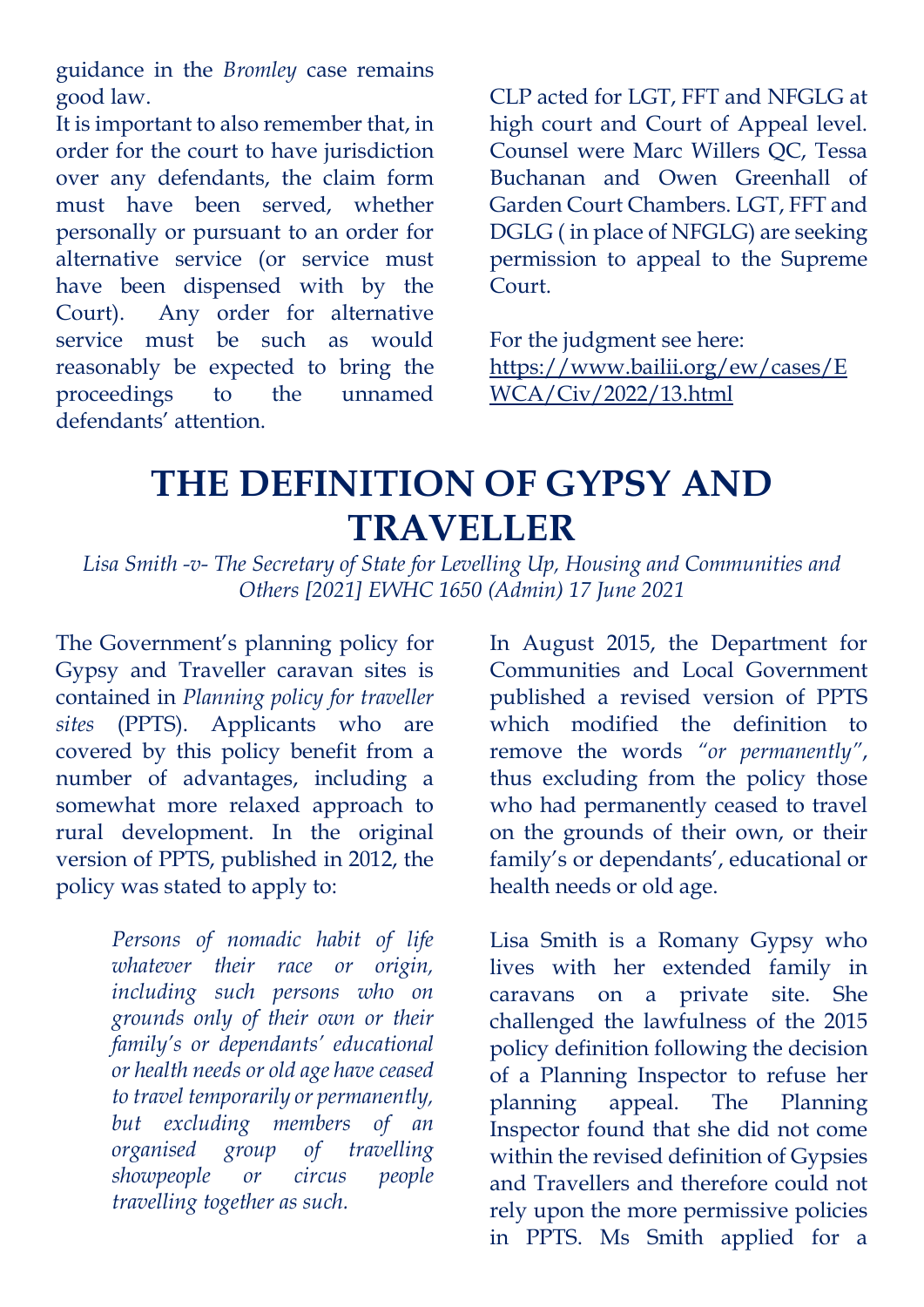guidance in the *Bromley* case remains good law.

It is important to also remember that, in order for the court to have jurisdiction over any defendants, the claim form must have been served, whether personally or pursuant to an order for alternative service (or service must have been dispensed with by the Court). Any order for alternative service must be such as would reasonably be expected to bring the proceedings to the unnamed defendants' attention.

CLP acted for LGT, FFT and NFGLG at high court and Court of Appeal level. Counsel were Marc Willers QC, Tessa Buchanan and Owen Greenhall of Garden Court Chambers. LGT, FFT and DGLG ( in place of NFGLG) are seeking permission to appeal to the Supreme Court.

For the judgment see here: https://www.bailii.org/ew/cases/EWCA/Civ/2022/13.html

# THE DEFINITION OF GYPSY AND TRAVELLER

*Lisa Smith -v- The Secretary of State for Levelling Up, Housing and Communities and Others [2021] EWHC 1650 (Admin) 17 June 2021*

The Government's planning policy for Gypsy and Traveller caravan sites is contained in *Planning policy for traveller sites* (PPTS). Applicants who are covered by this policy benefit from a number of advantages, including a somewhat more relaxed approach to rural development. In the original version of PPTS, published in 2012, the policy was stated to apply to:

> *Persons of nomadic habit of life whatever their race or origin, including such persons who on grounds only of their own or their family's or dependants' educational or health needs or old age have ceased to travel temporarily or permanently, but excluding members of an organised group of travelling showpeople or circus people travelling together as such.*

In August 2015, the Department for Communities and Local Government published a revised version of PPTS which modified the definition to remove the words *"or permanently"*, thus excluding from the policy those who had permanently ceased to travel on the grounds of their own, or their family's or dependants', educational or health needs or old age.

Lisa Smith is a Romany Gypsy who lives with her extended family in caravans on a private site. She challenged the lawfulness of the 2015 policy definition following the decision of a Planning Inspector to refuse her planning appeal. The Planning Inspector found that she did not come within the revised definition of Gypsies and Travellers and therefore could not rely upon the more permissive policies in PPTS. Ms Smith applied for a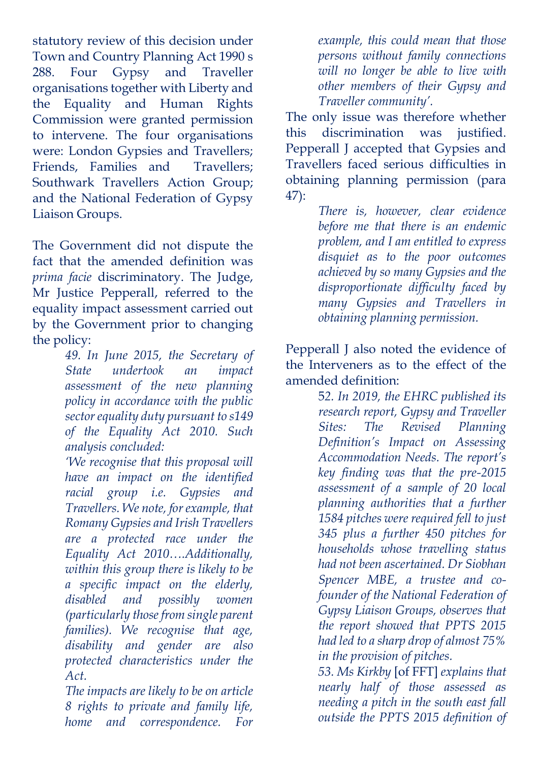statutory review of this decision under Town and Country Planning Act 1990 s 288. Four Gypsy and Traveller organisations together with Liberty and the Equality and Human Rights Commission were granted permission to intervene. The four organisations were: London Gypsies and Travellers; Friends, Families and Travellers; Southwark Travellers Action Group; and the National Federation of Gypsy Liaison Groups.

The Government did not dispute the fact that the amended definition was *prima facie* discriminatory. The Judge, Mr Justice Pepperall, referred to the equality impact assessment carried out by the Government prior to changing the policy:

> *49. In June 2015, the Secretary of State undertook an impact assessment of the new planning policy in accordance with the public sector equality duty pursuant to s149 of the Equality Act 2010. Such analysis concluded:*
>
> *'We recognise that this proposal will have an impact on the identified racial group i.e. Gypsies and Travellers. We note, for example, that Romany Gypsies and Irish Travellers are a protected race under the Equality Act 2010….Additionally, within this group there is likely to be a specific impact on the elderly, disabled and possibly women (particularly those from single parent families). We recognise that age, disability and gender are also protected characteristics under the Act.*
>
> *The impacts are likely to be on article 8 rights to private and family life, home and correspondence. For example, this could mean that those persons without family connections will no longer be able to live with other members of their Gypsy and Traveller community'.*

The only issue was therefore whether this discrimination was justified. Pepperall J accepted that Gypsies and Travellers faced serious difficulties in obtaining planning permission (para 47):

> *There is, however, clear evidence before me that there is an endemic problem, and I am entitled to express disquiet as to the poor outcomes achieved by so many Gypsies and the disproportionate difficulty faced by many Gypsies and Travellers in obtaining planning permission.*

Pepperall J also noted the evidence of the Interveners as to the effect of the amended definition:

> *52. In 2019, the EHRC published its research report, Gypsy and Traveller Sites: The Revised Planning Definition's Impact on Assessing Accommodation Needs. The report's key finding was that the pre-2015 assessment of a sample of 20 local planning authorities that a further 1584 pitches were required fell to just 345 plus a further 450 pitches for households whose travelling status had not been ascertained. Dr Siobhan Spencer MBE, a trustee and co-founder of the National Federation of Gypsy Liaison Groups, observes that the report showed that PPTS 2015 had led to a sharp drop of almost 75% in the provision of pitches.*
>
> *53. Ms Kirkby* [of FFT] *explains that nearly half of those assessed as needing a pitch in the south east fall outside the PPTS 2015 definition of*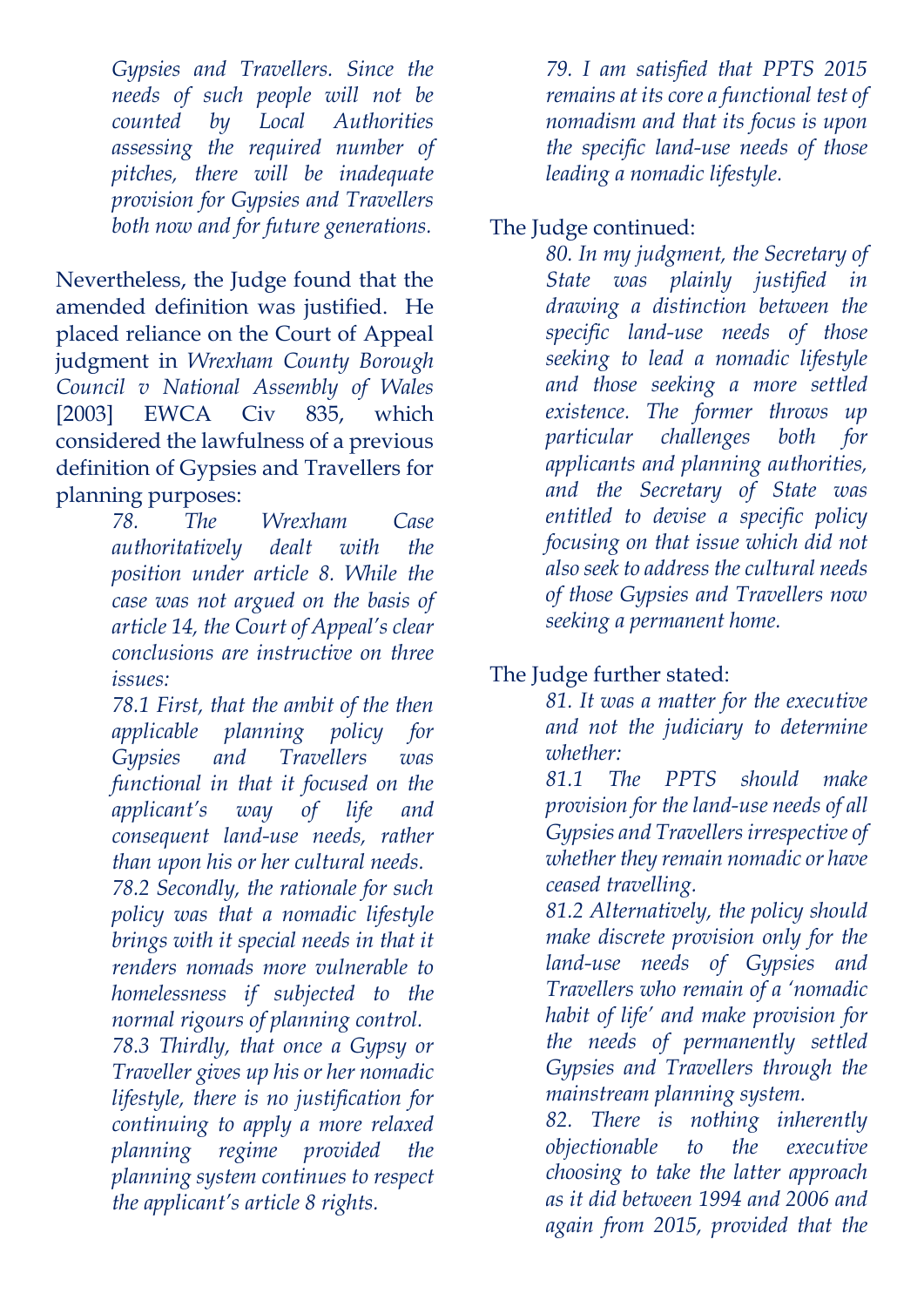> *Gypsies and Travellers. Since the needs of such people will not be counted by Local Authorities assessing the required number of pitches, there will be inadequate provision for Gypsies and Travellers both now and for future generations.*

Nevertheless, the Judge found that the amended definition was justified. He placed reliance on the Court of Appeal judgment in *Wrexham County Borough Council v National Assembly of Wales* [2003] EWCA Civ 835, which considered the lawfulness of a previous definition of Gypsies and Travellers for planning purposes:

> *78. The Wrexham Case authoritatively dealt with the position under article 8. While the case was not argued on the basis of article 14, the Court of Appeal's clear conclusions are instructive on three issues:*
>
> *78.1 First, that the ambit of the then applicable planning policy for Gypsies and Travellers was functional in that it focused on the applicant's way of life and consequent land-use needs, rather than upon his or her cultural needs.*
>
> *78.2 Secondly, the rationale for such policy was that a nomadic lifestyle brings with it special needs in that it renders nomads more vulnerable to homelessness if subjected to the normal rigours of planning control.*
>
> *78.3 Thirdly, that once a Gypsy or Traveller gives up his or her nomadic lifestyle, there is no justification for continuing to apply a more relaxed planning regime provided the planning system continues to respect the applicant's article 8 rights.*
>
> *79. I am satisfied that PPTS 2015 remains at its core a functional test of nomadism and that its focus is upon the specific land-use needs of those leading a nomadic lifestyle.*

The Judge continued:

> *80. In my judgment, the Secretary of State was plainly justified in drawing a distinction between the specific land-use needs of those seeking to lead a nomadic lifestyle and those seeking a more settled existence. The former throws up particular challenges both for applicants and planning authorities, and the Secretary of State was entitled to devise a specific policy focusing on that issue which did not also seek to address the cultural needs of those Gypsies and Travellers now seeking a permanent home.*

The Judge further stated:

> *81. It was a matter for the executive and not the judiciary to determine whether:*
>
> *81.1 The PPTS should make provision for the land-use needs of all Gypsies and Travellers irrespective of whether they remain nomadic or have ceased travelling.*
>
> *81.2 Alternatively, the policy should make discrete provision only for the land-use needs of Gypsies and Travellers who remain of a 'nomadic habit of life' and make provision for the needs of permanently settled Gypsies and Travellers through the mainstream planning system.*
>
> *82. There is nothing inherently objectionable to the executive choosing to take the latter approach as it did between 1994 and 2006 and again from 2015, provided that the*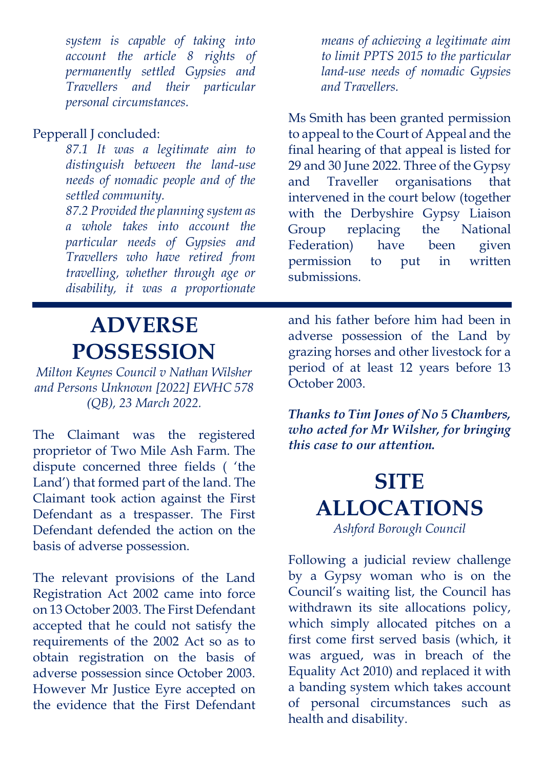*system is capable of taking into account the article 8 rights of permanently settled Gypsies and Travellers and their particular personal circumstances.*

Pepperall J concluded:

*87.1 It was a legitimate aim to distinguish between the land-use needs of nomadic people and of the settled community.*

*87.2 Provided the planning system as a whole takes into account the particular needs of Gypsies and Travellers who have retired from travelling, whether through age or disability, it was a proportionate means of achieving a legitimate aim to limit PPTS 2015 to the particular land-use needs of nomadic Gypsies and Travellers.*

Ms Smith has been granted permission to appeal to the Court of Appeal and the final hearing of that appeal is listed for 29 and 30 June 2022. Three of the Gypsy and Traveller organisations that intervened in the court below (together with the Derbyshire Gypsy Liaison Group replacing the National Federation) have been given permission to put in written submissions.

# ADVERSE POSSESSION

*Milton Keynes Council v Nathan Wilsher and Persons Unknown [2022] EWHC 578 (QB), 23 March 2022.*

The Claimant was the registered proprietor of Two Mile Ash Farm. The dispute concerned three fields ( 'the Land') that formed part of the land. The Claimant took action against the First Defendant as a trespasser. The First Defendant defended the action on the basis of adverse possession.

The relevant provisions of the Land Registration Act 2002 came into force on 13 October 2003. The First Defendant accepted that he could not satisfy the requirements of the 2002 Act so as to obtain registration on the basis of adverse possession since October 2003. However Mr Justice Eyre accepted on the evidence that the First Defendant and his father before him had been in adverse possession of the Land by grazing horses and other livestock for a period of at least 12 years before 13 October 2003.

***Thanks to Tim Jones of No 5 Chambers, who acted for Mr Wilsher, for bringing this case to our attention.***

# SITE ALLOCATIONS

*Ashford Borough Council*

Following a judicial review challenge by a Gypsy woman who is on the Council's waiting list, the Council has withdrawn its site allocations policy, which simply allocated pitches on a first come first served basis (which, it was argued, was in breach of the Equality Act 2010) and replaced it with a banding system which takes account of personal circumstances such as health and disability.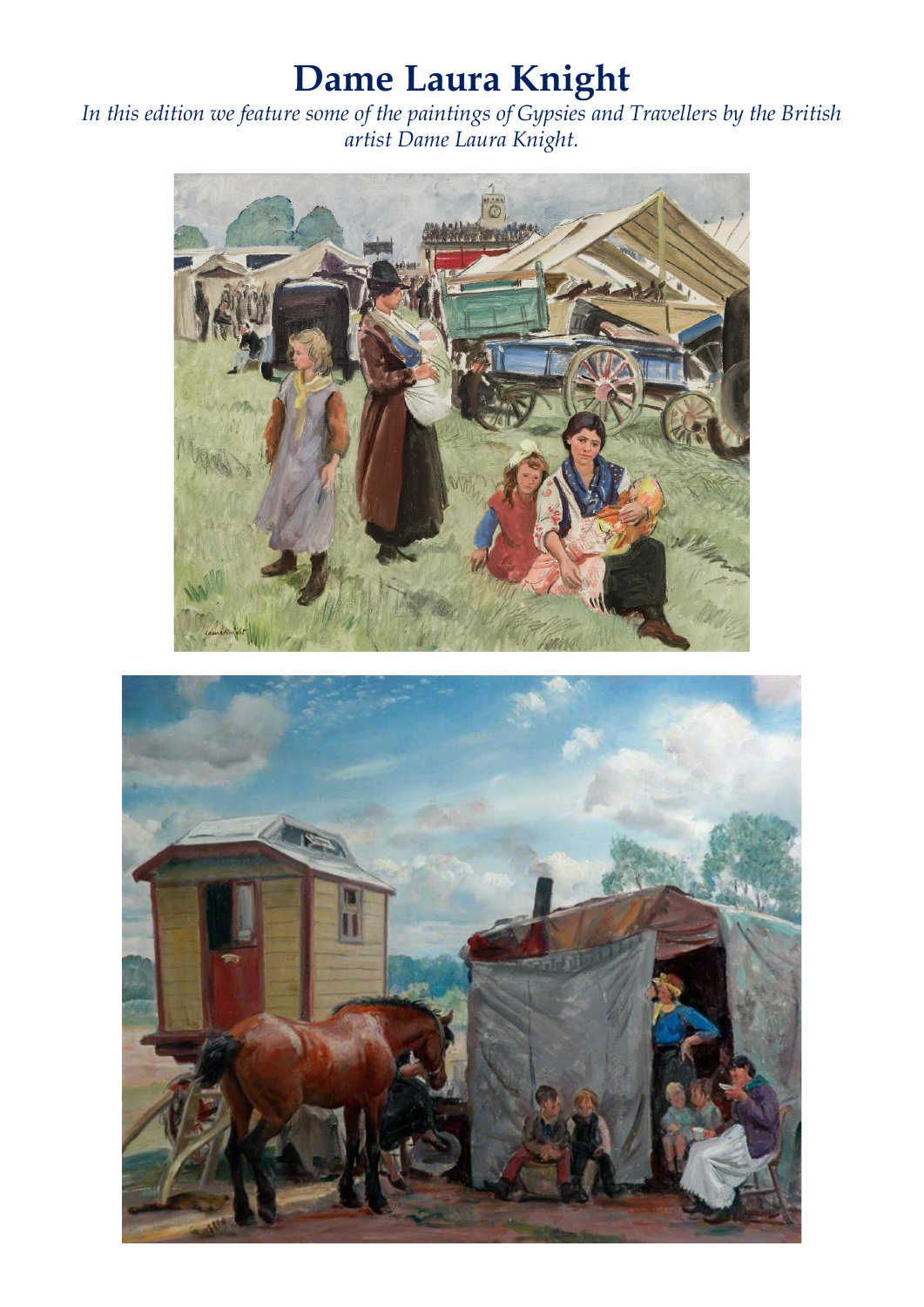# Dame Laura Knight

*In this edition we feature some of the paintings of Gypsies and Travellers by the British artist Dame Laura Knight.*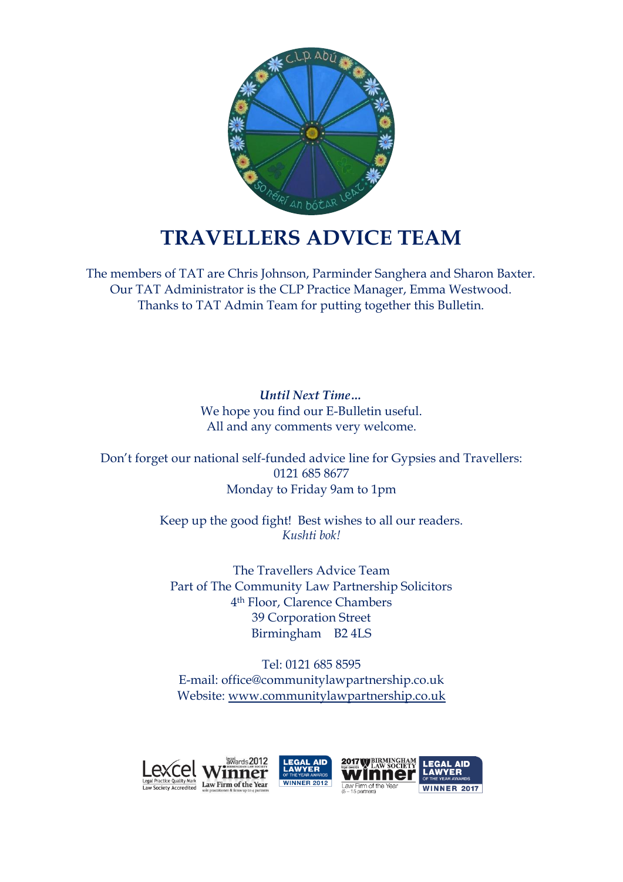# TRAVELLERS ADVICE TEAM

The members of TAT are Chris Johnson, Parminder Sanghera and Sharon Baxter.
Our TAT Administrator is the CLP Practice Manager, Emma Westwood.
Thanks to TAT Admin Team for putting together this Bulletin.

***Until Next Time…***
We hope you find our E-Bulletin useful.
All and any comments very welcome.

Don't forget our national self-funded advice line for Gypsies and Travellers:
0121 685 8677
Monday to Friday 9am to 1pm

Keep up the good fight! Best wishes to all our readers.
*Kushti bok!*

The Travellers Advice Team
Part of The Community Law Partnership Solicitors
4th Floor, Clarence Chambers
39 Corporation Street
Birmingham B2 4LS

Tel: 0121 685 8595
E-mail: office@communitylawpartnership.co.uk
Website: www.communitylawpartnership.co.uk